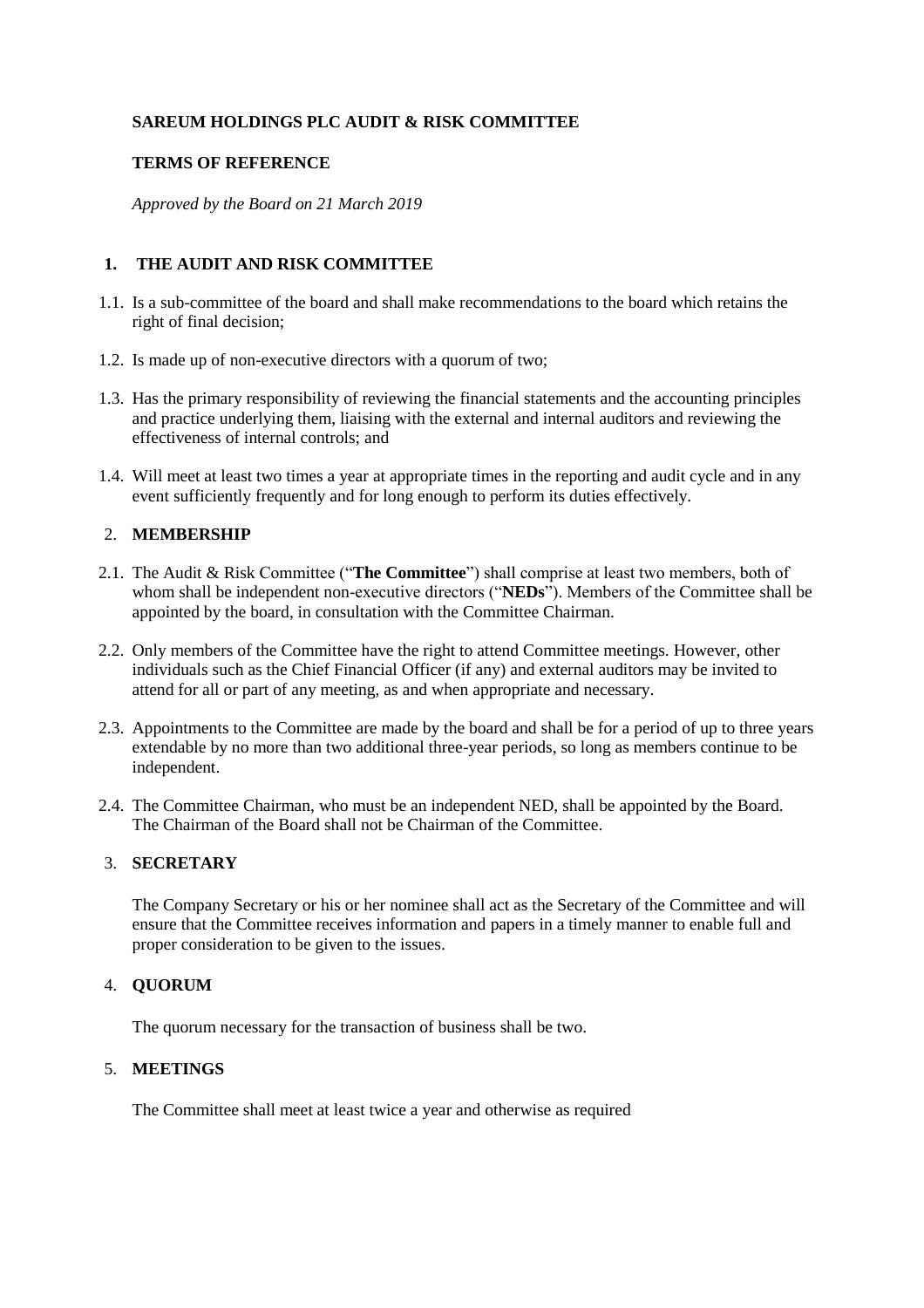**SAREUM HOLDINGS PLC AUDIT & RISK COMMITTEE**

**TERMS OF REFERENCE**

*Approved by the Board on 21 March 2019*

## 1. THE AUDIT AND RISK COMMITTEE

1.1. Is a sub-committee of the board and shall make recommendations to the board which retains the right of final decision;

1.2. Is made up of non-executive directors with a quorum of two;

1.3. Has the primary responsibility of reviewing the financial statements and the accounting principles and practice underlying them, liaising with the external and internal auditors and reviewing the effectiveness of internal controls; and

1.4. Will meet at least two times a year at appropriate times in the reporting and audit cycle and in any event sufficiently frequently and for long enough to perform its duties effectively.

## 2. MEMBERSHIP

2.1. The Audit & Risk Committee ("**The Committee**") shall comprise at least two members, both of whom shall be independent non-executive directors ("**NEDs**"). Members of the Committee shall be appointed by the board, in consultation with the Committee Chairman.

2.2. Only members of the Committee have the right to attend Committee meetings. However, other individuals such as the Chief Financial Officer (if any) and external auditors may be invited to attend for all or part of any meeting, as and when appropriate and necessary.

2.3. Appointments to the Committee are made by the board and shall be for a period of up to three years extendable by no more than two additional three-year periods, so long as members continue to be independent.

2.4. The Committee Chairman, who must be an independent NED, shall be appointed by the Board. The Chairman of the Board shall not be Chairman of the Committee.

## 3. SECRETARY

The Company Secretary or his or her nominee shall act as the Secretary of the Committee and will ensure that the Committee receives information and papers in a timely manner to enable full and proper consideration to be given to the issues.

## 4. QUORUM

The quorum necessary for the transaction of business shall be two.

## 5. MEETINGS

The Committee shall meet at least twice a year and otherwise as required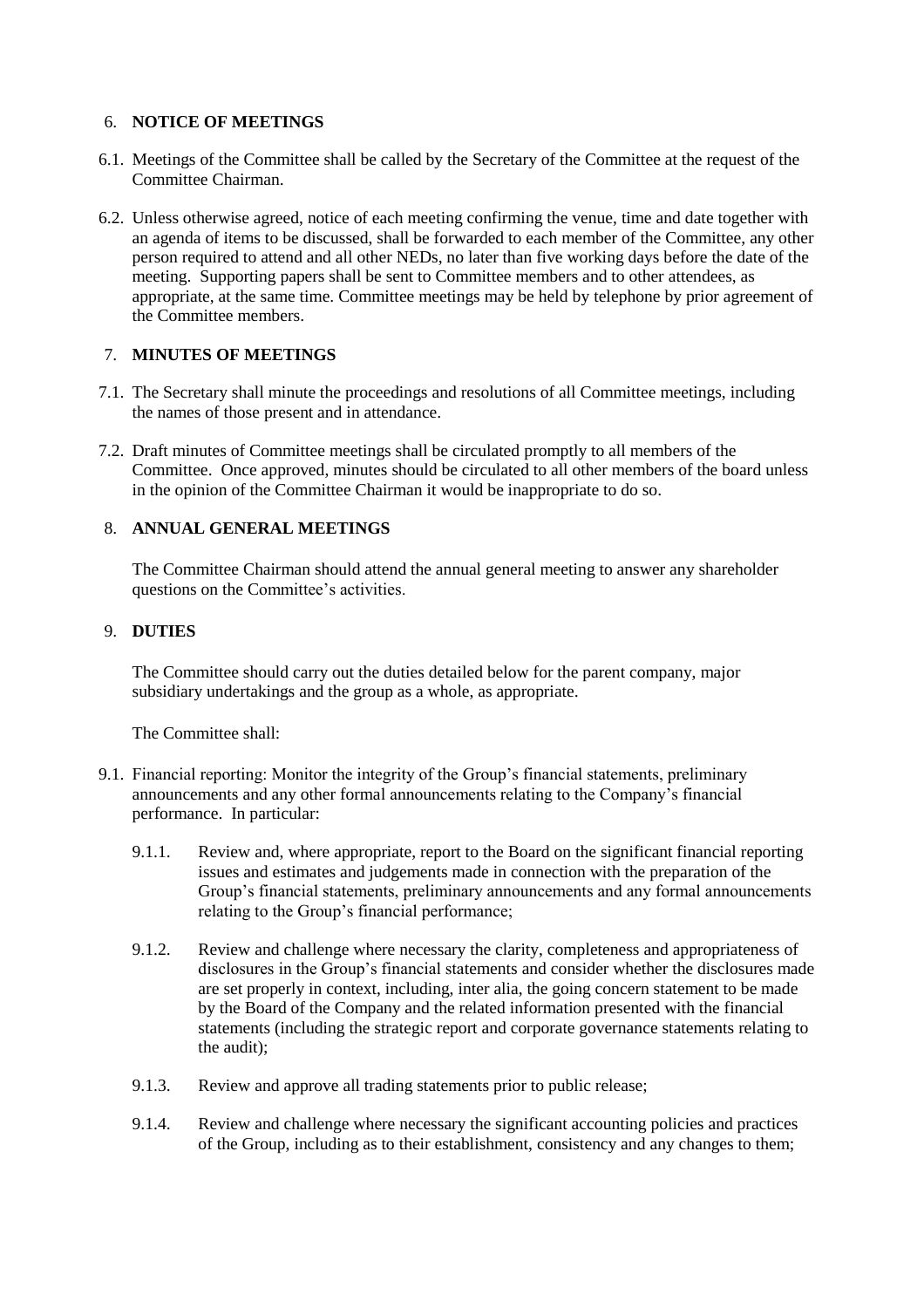## 6. NOTICE OF MEETINGS

6.1. Meetings of the Committee shall be called by the Secretary of the Committee at the request of the Committee Chairman.

6.2. Unless otherwise agreed, notice of each meeting confirming the venue, time and date together with an agenda of items to be discussed, shall be forwarded to each member of the Committee, any other person required to attend and all other NEDs, no later than five working days before the date of the meeting. Supporting papers shall be sent to Committee members and to other attendees, as appropriate, at the same time. Committee meetings may be held by telephone by prior agreement of the Committee members.

## 7. MINUTES OF MEETINGS

7.1. The Secretary shall minute the proceedings and resolutions of all Committee meetings, including the names of those present and in attendance.

7.2. Draft minutes of Committee meetings shall be circulated promptly to all members of the Committee. Once approved, minutes should be circulated to all other members of the board unless in the opinion of the Committee Chairman it would be inappropriate to do so.

## 8. ANNUAL GENERAL MEETINGS

The Committee Chairman should attend the annual general meeting to answer any shareholder questions on the Committee's activities.

## 9. DUTIES

The Committee should carry out the duties detailed below for the parent company, major subsidiary undertakings and the group as a whole, as appropriate.

The Committee shall:

9.1. Financial reporting: Monitor the integrity of the Group's financial statements, preliminary announcements and any other formal announcements relating to the Company's financial performance. In particular:

9.1.1. Review and, where appropriate, report to the Board on the significant financial reporting issues and estimates and judgements made in connection with the preparation of the Group's financial statements, preliminary announcements and any formal announcements relating to the Group's financial performance;

9.1.2. Review and challenge where necessary the clarity, completeness and appropriateness of disclosures in the Group's financial statements and consider whether the disclosures made are set properly in context, including, inter alia, the going concern statement to be made by the Board of the Company and the related information presented with the financial statements (including the strategic report and corporate governance statements relating to the audit);

9.1.3. Review and approve all trading statements prior to public release;

9.1.4. Review and challenge where necessary the significant accounting policies and practices of the Group, including as to their establishment, consistency and any changes to them;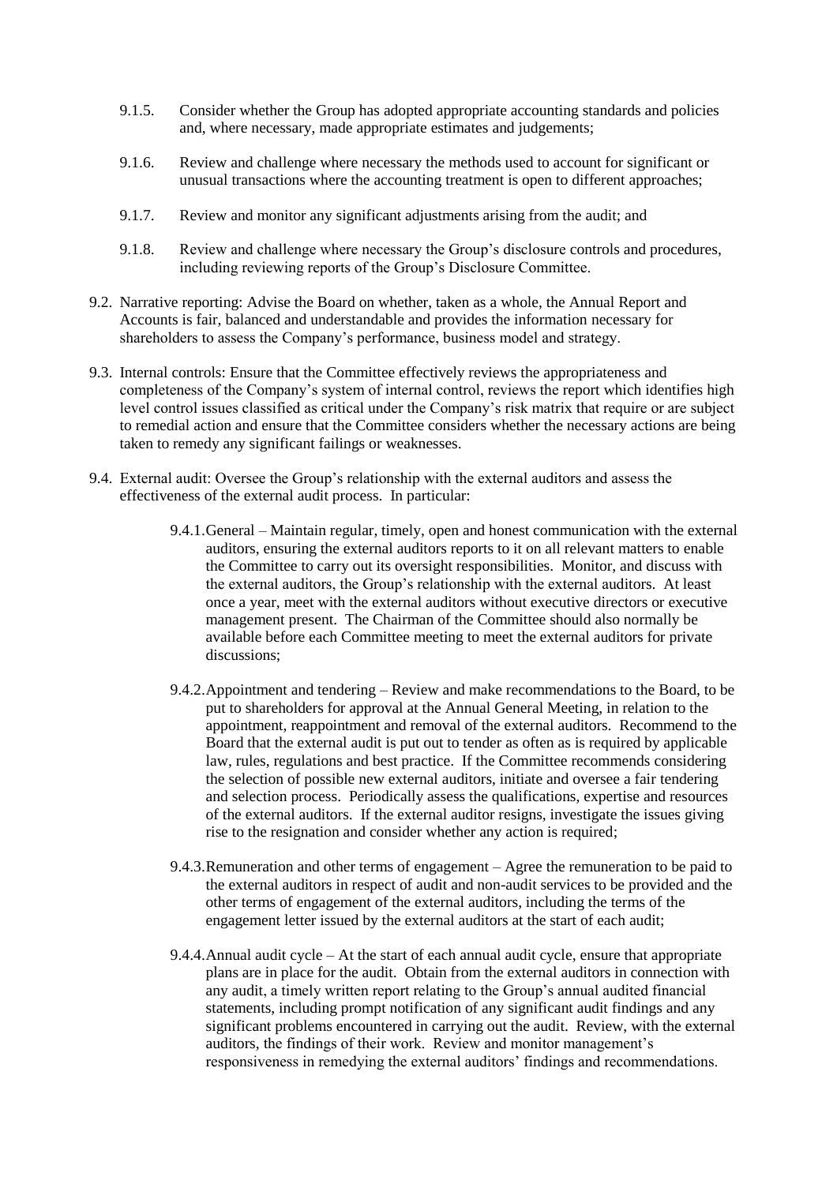9.1.5. Consider whether the Group has adopted appropriate accounting standards and policies and, where necessary, made appropriate estimates and judgements;

9.1.6. Review and challenge where necessary the methods used to account for significant or unusual transactions where the accounting treatment is open to different approaches;

9.1.7. Review and monitor any significant adjustments arising from the audit; and

9.1.8. Review and challenge where necessary the Group's disclosure controls and procedures, including reviewing reports of the Group's Disclosure Committee.

9.2. Narrative reporting: Advise the Board on whether, taken as a whole, the Annual Report and Accounts is fair, balanced and understandable and provides the information necessary for shareholders to assess the Company's performance, business model and strategy.

9.3. Internal controls: Ensure that the Committee effectively reviews the appropriateness and completeness of the Company's system of internal control, reviews the report which identifies high level control issues classified as critical under the Company's risk matrix that require or are subject to remedial action and ensure that the Committee considers whether the necessary actions are being taken to remedy any significant failings or weaknesses.

9.4. External audit: Oversee the Group's relationship with the external auditors and assess the effectiveness of the external audit process. In particular:

9.4.1. General – Maintain regular, timely, open and honest communication with the external auditors, ensuring the external auditors reports to it on all relevant matters to enable the Committee to carry out its oversight responsibilities. Monitor, and discuss with the external auditors, the Group's relationship with the external auditors. At least once a year, meet with the external auditors without executive directors or executive management present. The Chairman of the Committee should also normally be available before each Committee meeting to meet the external auditors for private discussions;

9.4.2. Appointment and tendering – Review and make recommendations to the Board, to be put to shareholders for approval at the Annual General Meeting, in relation to the appointment, reappointment and removal of the external auditors. Recommend to the Board that the external audit is put out to tender as often as is required by applicable law, rules, regulations and best practice. If the Committee recommends considering the selection of possible new external auditors, initiate and oversee a fair tendering and selection process. Periodically assess the qualifications, expertise and resources of the external auditors. If the external auditor resigns, investigate the issues giving rise to the resignation and consider whether any action is required;

9.4.3. Remuneration and other terms of engagement – Agree the remuneration to be paid to the external auditors in respect of audit and non-audit services to be provided and the other terms of engagement of the external auditors, including the terms of the engagement letter issued by the external auditors at the start of each audit;

9.4.4. Annual audit cycle – At the start of each annual audit cycle, ensure that appropriate plans are in place for the audit. Obtain from the external auditors in connection with any audit, a timely written report relating to the Group's annual audited financial statements, including prompt notification of any significant audit findings and any significant problems encountered in carrying out the audit. Review, with the external auditors, the findings of their work. Review and monitor management's responsiveness in remedying the external auditors' findings and recommendations.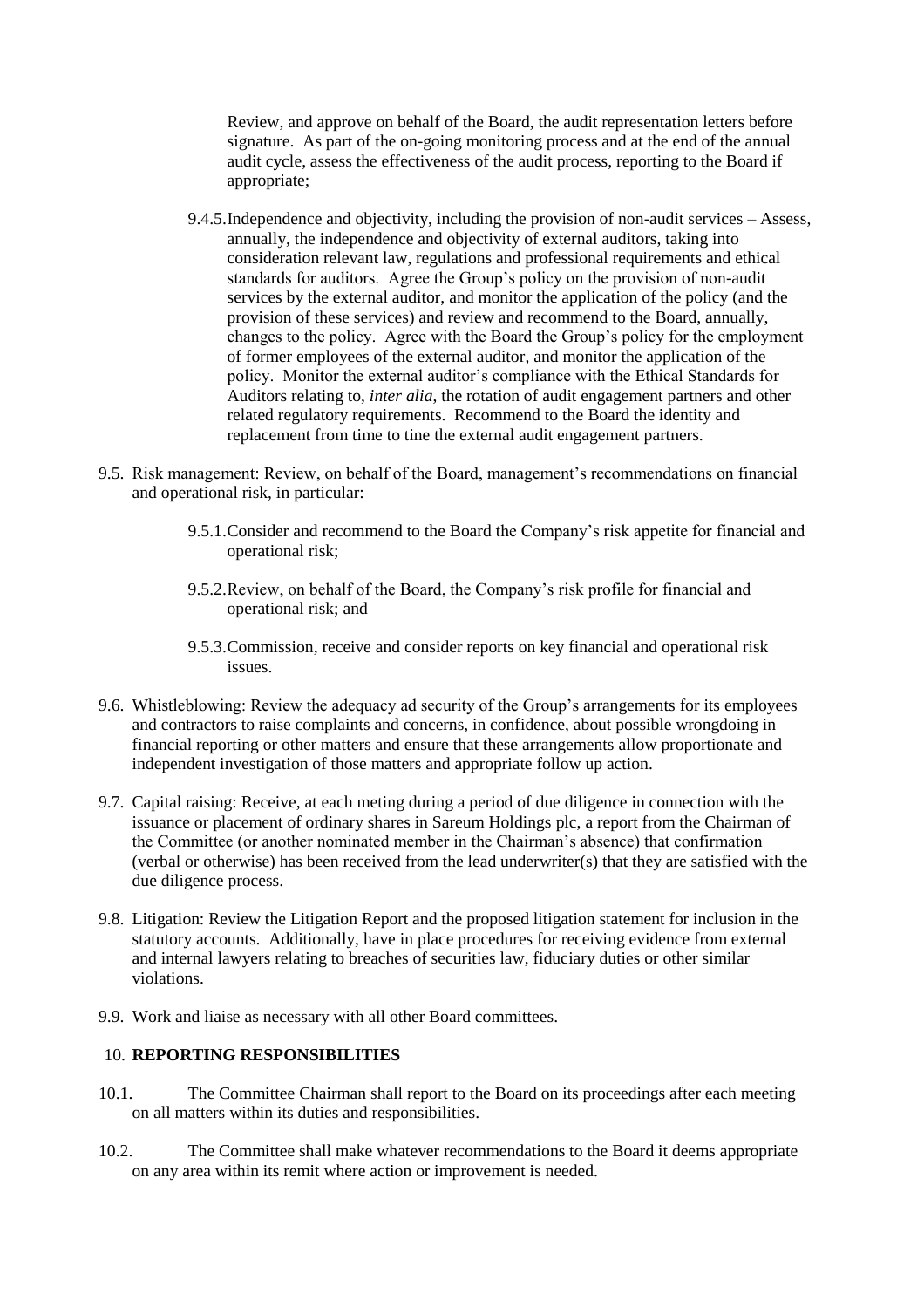Review, and approve on behalf of the Board, the audit representation letters before signature. As part of the on-going monitoring process and at the end of the annual audit cycle, assess the effectiveness of the audit process, reporting to the Board if appropriate;

9.4.5. Independence and objectivity, including the provision of non-audit services – Assess, annually, the independence and objectivity of external auditors, taking into consideration relevant law, regulations and professional requirements and ethical standards for auditors. Agree the Group's policy on the provision of non-audit services by the external auditor, and monitor the application of the policy (and the provision of these services) and review and recommend to the Board, annually, changes to the policy. Agree with the Board the Group's policy for the employment of former employees of the external auditor, and monitor the application of the policy. Monitor the external auditor's compliance with the Ethical Standards for Auditors relating to, *inter alia*, the rotation of audit engagement partners and other related regulatory requirements. Recommend to the Board the identity and replacement from time to tine the external audit engagement partners.

9.5. Risk management: Review, on behalf of the Board, management's recommendations on financial and operational risk, in particular:

9.5.1. Consider and recommend to the Board the Company's risk appetite for financial and operational risk;

9.5.2. Review, on behalf of the Board, the Company's risk profile for financial and operational risk; and

9.5.3. Commission, receive and consider reports on key financial and operational risk issues.

9.6. Whistleblowing: Review the adequacy ad security of the Group's arrangements for its employees and contractors to raise complaints and concerns, in confidence, about possible wrongdoing in financial reporting or other matters and ensure that these arrangements allow proportionate and independent investigation of those matters and appropriate follow up action.

9.7. Capital raising: Receive, at each meting during a period of due diligence in connection with the issuance or placement of ordinary shares in Sareum Holdings plc, a report from the Chairman of the Committee (or another nominated member in the Chairman's absence) that confirmation (verbal or otherwise) has been received from the lead underwriter(s) that they are satisfied with the due diligence process.

9.8. Litigation: Review the Litigation Report and the proposed litigation statement for inclusion in the statutory accounts. Additionally, have in place procedures for receiving evidence from external and internal lawyers relating to breaches of securities law, fiduciary duties or other similar violations.

9.9. Work and liaise as necessary with all other Board committees.

## 10. REPORTING RESPONSIBILITIES

10.1. The Committee Chairman shall report to the Board on its proceedings after each meeting on all matters within its duties and responsibilities.

10.2. The Committee shall make whatever recommendations to the Board it deems appropriate on any area within its remit where action or improvement is needed.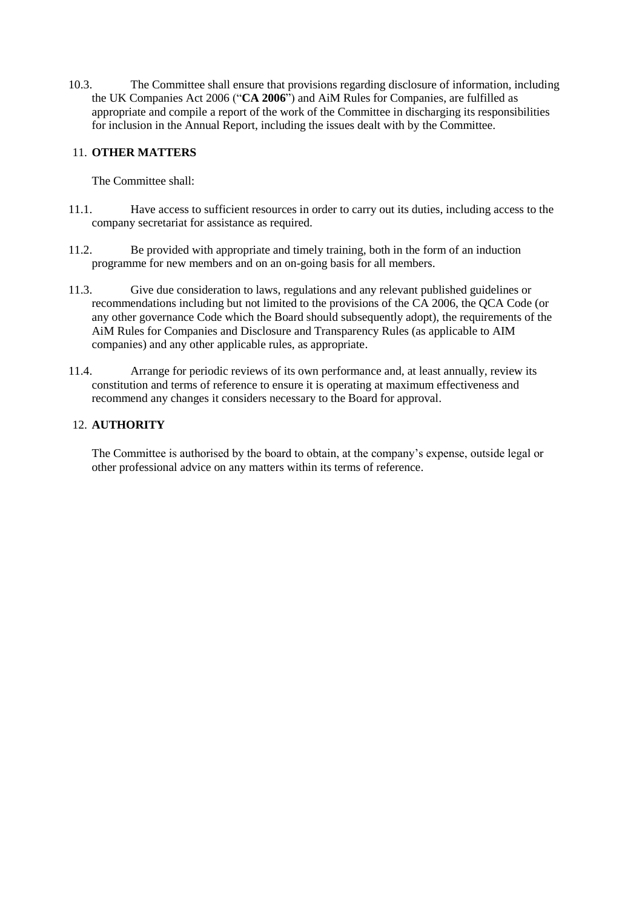10.3. The Committee shall ensure that provisions regarding disclosure of information, including the UK Companies Act 2006 ("**CA 2006**") and AiM Rules for Companies, are fulfilled as appropriate and compile a report of the work of the Committee in discharging its responsibilities for inclusion in the Annual Report, including the issues dealt with by the Committee.

## 11. OTHER MATTERS

The Committee shall:

11.1. Have access to sufficient resources in order to carry out its duties, including access to the company secretariat for assistance as required.

11.2. Be provided with appropriate and timely training, both in the form of an induction programme for new members and on an on-going basis for all members.

11.3. Give due consideration to laws, regulations and any relevant published guidelines or recommendations including but not limited to the provisions of the CA 2006, the QCA Code (or any other governance Code which the Board should subsequently adopt), the requirements of the AiM Rules for Companies and Disclosure and Transparency Rules (as applicable to AIM companies) and any other applicable rules, as appropriate.

11.4. Arrange for periodic reviews of its own performance and, at least annually, review its constitution and terms of reference to ensure it is operating at maximum effectiveness and recommend any changes it considers necessary to the Board for approval.

## 12. AUTHORITY

The Committee is authorised by the board to obtain, at the company's expense, outside legal or other professional advice on any matters within its terms of reference.